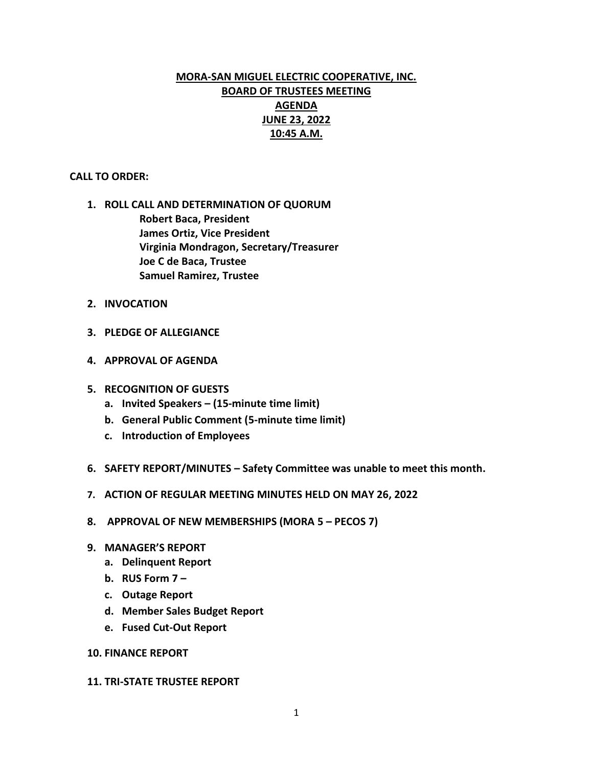**MORA-SAN MIGUEL ELECTRIC COOPERATIVE, INC.**
**BOARD OF TRUSTEES MEETING**
**AGENDA**
**JUNE 23, 2022**
**10:45 A.M.**

**CALL TO ORDER:**

1. **ROLL CALL AND DETERMINATION OF QUORUM**
   - **Robert Baca, President**
   - **James Ortiz, Vice President**
   - **Virginia Mondragon, Secretary/Treasurer**
   - **Joe C de Baca, Trustee**
   - **Samuel Ramirez, Trustee**

2. **INVOCATION**

3. **PLEDGE OF ALLEGIANCE**

4. **APPROVAL OF AGENDA**

5. **RECOGNITION OF GUESTS**
   a. **Invited Speakers – (15-minute time limit)**
   b. **General Public Comment (5-minute time limit)**
   c. **Introduction of Employees**

6. **SAFETY REPORT/MINUTES – Safety Committee was unable to meet this month.**

7. **ACTION OF REGULAR MEETING MINUTES HELD ON MAY 26, 2022**

8. **APPROVAL OF NEW MEMBERSHIPS (MORA 5 – PECOS 7)**

9. **MANAGER'S REPORT**
   a. **Delinquent Report**
   b. **RUS Form 7 –**
   c. **Outage Report**
   d. **Member Sales Budget Report**
   e. **Fused Cut-Out Report**

10. **FINANCE REPORT**

11. **TRI-STATE TRUSTEE REPORT**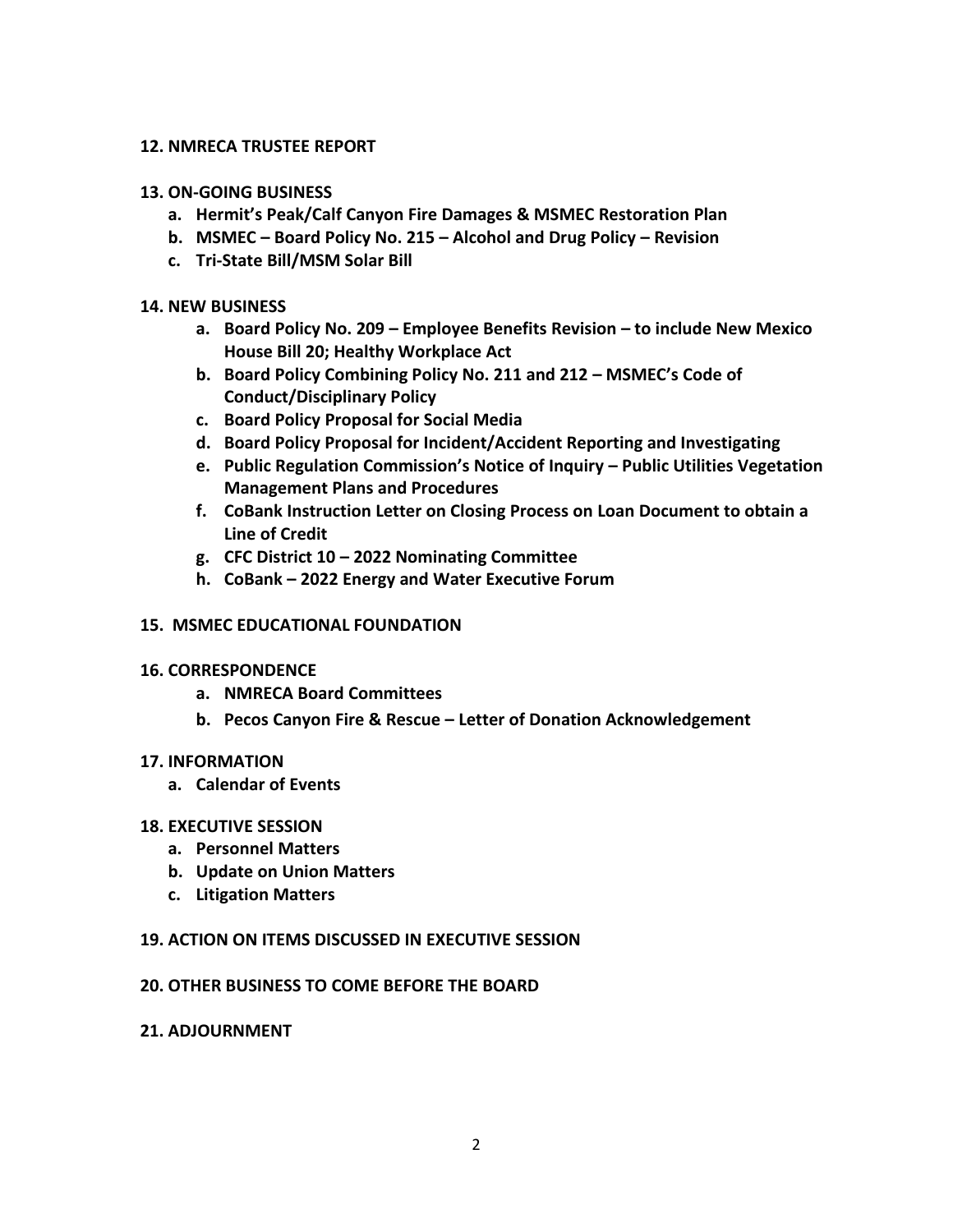**12. NMRECA TRUSTEE REPORT**

**13. ON-GOING BUSINESS**

- **a. Hermit's Peak/Calf Canyon Fire Damages & MSMEC Restoration Plan**
- **b. MSMEC – Board Policy No. 215 – Alcohol and Drug Policy – Revision**
- **c. Tri-State Bill/MSM Solar Bill**

**14. NEW BUSINESS**

- **a. Board Policy No. 209 – Employee Benefits Revision – to include New Mexico House Bill 20; Healthy Workplace Act**
- **b. Board Policy Combining Policy No. 211 and 212 – MSMEC's Code of Conduct/Disciplinary Policy**
- **c. Board Policy Proposal for Social Media**
- **d. Board Policy Proposal for Incident/Accident Reporting and Investigating**
- **e. Public Regulation Commission's Notice of Inquiry – Public Utilities Vegetation Management Plans and Procedures**
- **f. CoBank Instruction Letter on Closing Process on Loan Document to obtain a Line of Credit**
- **g. CFC District 10 – 2022 Nominating Committee**
- **h. CoBank – 2022 Energy and Water Executive Forum**

**15. MSMEC EDUCATIONAL FOUNDATION**

**16. CORRESPONDENCE**

- **a. NMRECA Board Committees**
- **b. Pecos Canyon Fire & Rescue – Letter of Donation Acknowledgement**

**17. INFORMATION**

- **a. Calendar of Events**

**18. EXECUTIVE SESSION**

- **a. Personnel Matters**
- **b. Update on Union Matters**
- **c. Litigation Matters**

**19. ACTION ON ITEMS DISCUSSED IN EXECUTIVE SESSION**

**20. OTHER BUSINESS TO COME BEFORE THE BOARD**

**21. ADJOURNMENT**